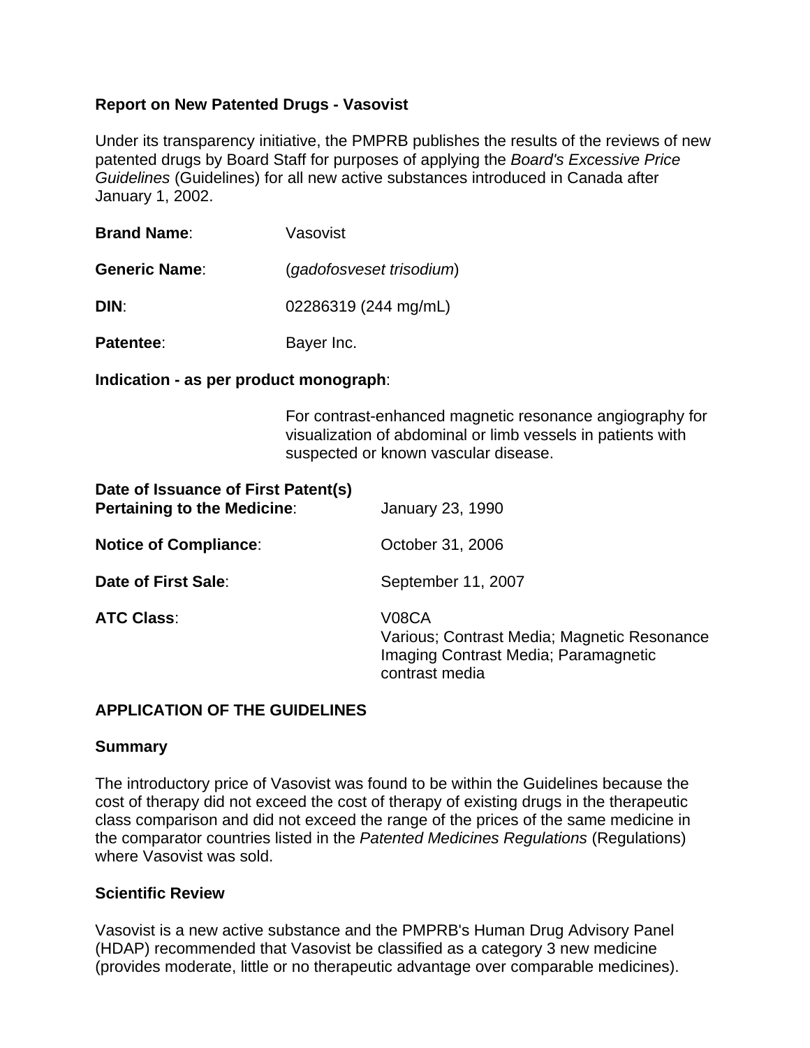**Report on New Patented Drugs - Vasovist**

Under its transparency initiative, the PMPRB publishes the results of the reviews of new patented drugs by Board Staff for purposes of applying the *Board's Excessive Price Guidelines* (Guidelines) for all new active substances introduced in Canada after January 1, 2002.

**Brand Name**: Vasovist

**Generic Name**: (*gadofosveset trisodium*)

**DIN**: 02286319 (244 mg/mL)

**Patentee**: Bayer Inc.

**Indication - as per product monograph**:

For contrast-enhanced magnetic resonance angiography for visualization of abdominal or limb vessels in patients with suspected or known vascular disease.

**Date of Issuance of First Patent(s) Pertaining to the Medicine**: January 23, 1990

**Notice of Compliance**: October 31, 2006

**Date of First Sale**: September 11, 2007

**ATC Class**: V08CA
Various; Contrast Media; Magnetic Resonance Imaging Contrast Media; Paramagnetic contrast media

## APPLICATION OF THE GUIDELINES

### Summary

The introductory price of Vasovist was found to be within the Guidelines because the cost of therapy did not exceed the cost of therapy of existing drugs in the therapeutic class comparison and did not exceed the range of the prices of the same medicine in the comparator countries listed in the *Patented Medicines Regulations* (Regulations) where Vasovist was sold.

### Scientific Review

Vasovist is a new active substance and the PMPRB's Human Drug Advisory Panel (HDAP) recommended that Vasovist be classified as a category 3 new medicine (provides moderate, little or no therapeutic advantage over comparable medicines).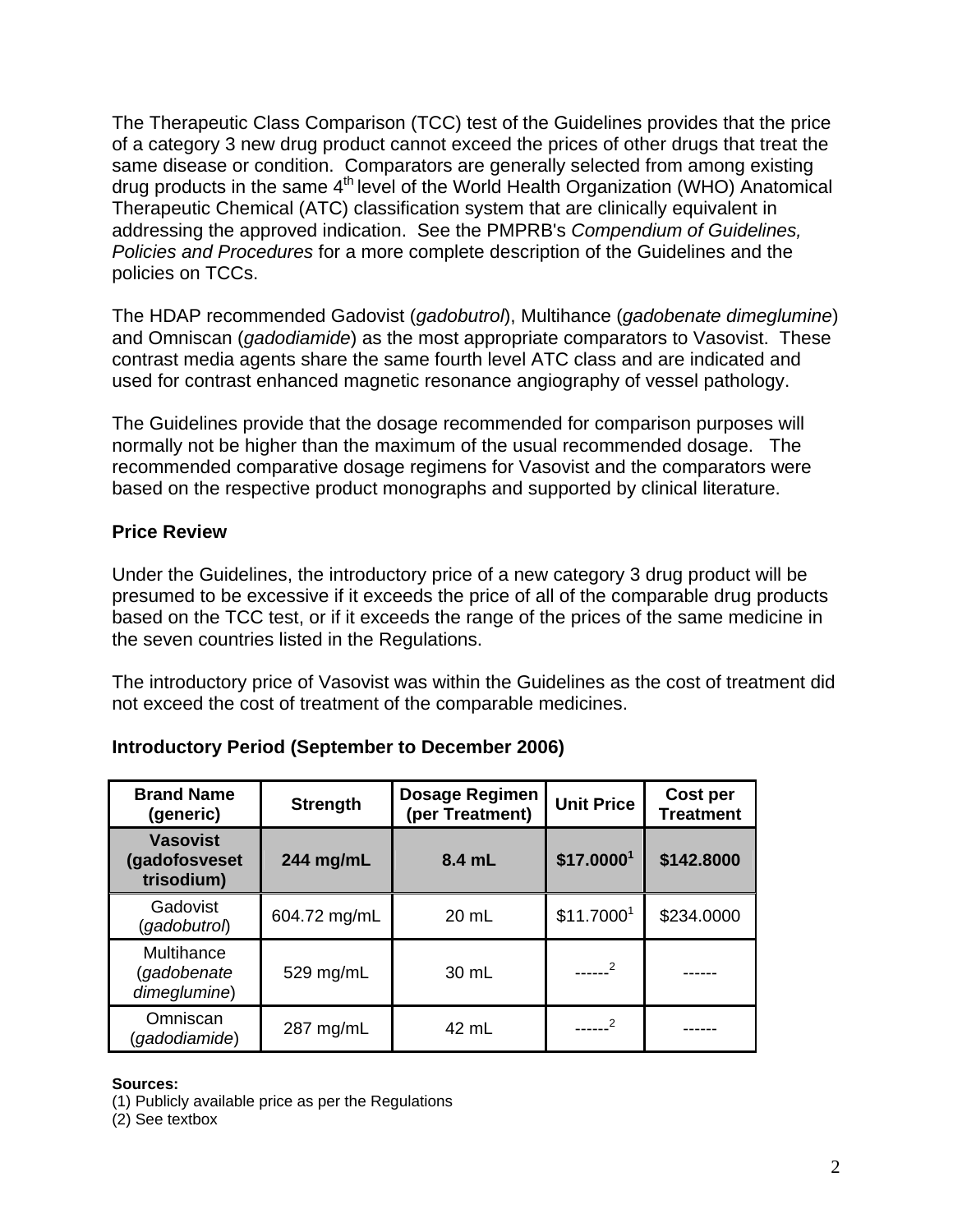The Therapeutic Class Comparison (TCC) test of the Guidelines provides that the price of a category 3 new drug product cannot exceed the prices of other drugs that treat the same disease or condition. Comparators are generally selected from among existing drug products in the same 4th level of the World Health Organization (WHO) Anatomical Therapeutic Chemical (ATC) classification system that are clinically equivalent in addressing the approved indication. See the PMPRB's *Compendium of Guidelines, Policies and Procedures* for a more complete description of the Guidelines and the policies on TCCs.

The HDAP recommended Gadovist (*gadobutrol*), Multihance (*gadobenate dimeglumine*) and Omniscan (*gadodiamide*) as the most appropriate comparators to Vasovist. These contrast media agents share the same fourth level ATC class and are indicated and used for contrast enhanced magnetic resonance angiography of vessel pathology.

The Guidelines provide that the dosage recommended for comparison purposes will normally not be higher than the maximum of the usual recommended dosage. The recommended comparative dosage regimens for Vasovist and the comparators were based on the respective product monographs and supported by clinical literature.

### Price Review

Under the Guidelines, the introductory price of a new category 3 drug product will be presumed to be excessive if it exceeds the price of all of the comparable drug products based on the TCC test, or if it exceeds the range of the prices of the same medicine in the seven countries listed in the Regulations.

The introductory price of Vasovist was within the Guidelines as the cost of treatment did not exceed the cost of treatment of the comparable medicines.

### Introductory Period (September to December 2006)

| Brand Name (generic) | Strength | Dosage Regimen (per Treatment) | Unit Price | Cost per Treatment |
|---|---|---|---|---|
| **Vasovist (gadofosveset trisodium)** | **244 mg/mL** | **8.4 mL** | **$17.0000**[1] | **$142.8000** |
| Gadovist (*gadobutrol*) | 604.72 mg/mL | 20 mL | $11.7000[1] | $234.0000 |
| Multihance (*gadobenate dimeglumine*) | 529 mg/mL | 30 mL | ------[2] | ------ |
| Omniscan (*gadodiamide*) | 287 mg/mL | 42 mL | ------[2] | ------ |

**Sources:**
(1) Publicly available price as per the Regulations
(2) See textbox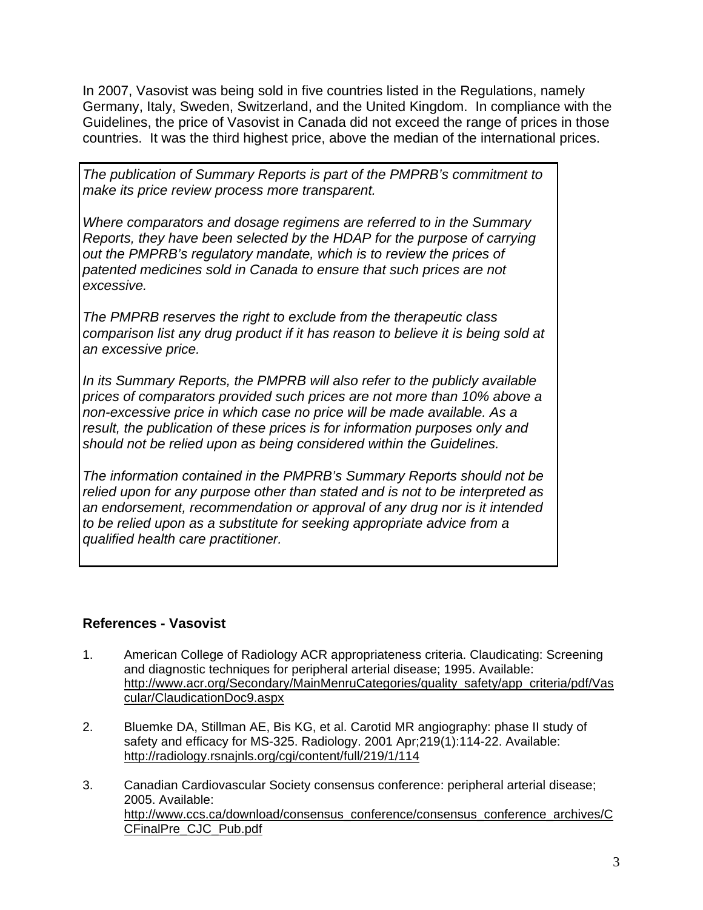In 2007, Vasovist was being sold in five countries listed in the Regulations, namely Germany, Italy, Sweden, Switzerland, and the United Kingdom. In compliance with the Guidelines, the price of Vasovist in Canada did not exceed the range of prices in those countries. It was the third highest price, above the median of the international prices.

> *The publication of Summary Reports is part of the PMPRB's commitment to make its price review process more transparent.*
>
> *Where comparators and dosage regimens are referred to in the Summary Reports, they have been selected by the HDAP for the purpose of carrying out the PMPRB's regulatory mandate, which is to review the prices of patented medicines sold in Canada to ensure that such prices are not excessive.*
>
> *The PMPRB reserves the right to exclude from the therapeutic class comparison list any drug product if it has reason to believe it is being sold at an excessive price.*
>
> *In its Summary Reports, the PMPRB will also refer to the publicly available prices of comparators provided such prices are not more than 10% above a non-excessive price in which case no price will be made available. As a result, the publication of these prices is for information purposes only and should not be relied upon as being considered within the Guidelines.*
>
> *The information contained in the PMPRB's Summary Reports should not be relied upon for any purpose other than stated and is not to be interpreted as an endorsement, recommendation or approval of any drug nor is it intended to be relied upon as a substitute for seeking appropriate advice from a qualified health care practitioner.*

## References - Vasovist

1. American College of Radiology ACR appropriateness criteria. Claudicating: Screening and diagnostic techniques for peripheral arterial disease; 1995. Available: http://www.acr.org/Secondary/MainMenruCategories/quality_safety/app_criteria/pdf/Vascular/ClaudicationDoc9.aspx

2. Bluemke DA, Stillman AE, Bis KG, et al. Carotid MR angiography: phase II study of safety and efficacy for MS-325. Radiology. 2001 Apr;219(1):114-22. Available: http://radiology.rsnajnls.org/cgi/content/full/219/1/114

3. Canadian Cardiovascular Society consensus conference: peripheral arterial disease; 2005. Available: http://www.ccs.ca/download/consensus_conference/consensus_conference_archives/CCFinalPre_CJC_Pub.pdf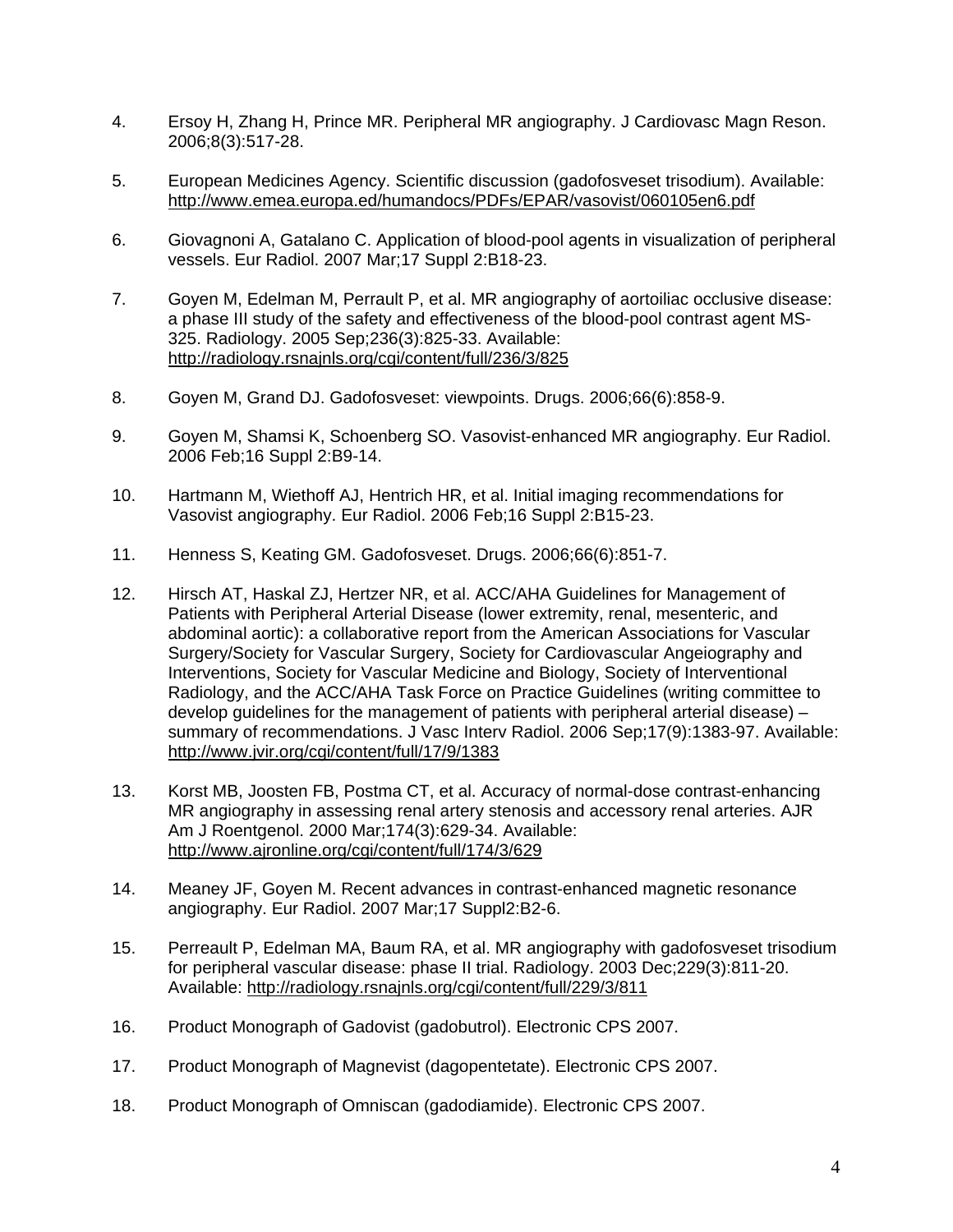4. Ersoy H, Zhang H, Prince MR. Peripheral MR angiography. J Cardiovasc Magn Reson. 2006;8(3):517-28.

5. European Medicines Agency. Scientific discussion (gadofosveset trisodium). Available: http://www.emea.europa.ed/humandocs/PDFs/EPAR/vasovist/060105en6.pdf

6. Giovagnoni A, Gatalano C. Application of blood-pool agents in visualization of peripheral vessels. Eur Radiol. 2007 Mar;17 Suppl 2:B18-23.

7. Goyen M, Edelman M, Perrault P, et al. MR angiography of aortoiliac occlusive disease: a phase III study of the safety and effectiveness of the blood-pool contrast agent MS-325. Radiology. 2005 Sep;236(3):825-33. Available: http://radiology.rsnajnls.org/cgi/content/full/236/3/825

8. Goyen M, Grand DJ. Gadofosveset: viewpoints. Drugs. 2006;66(6):858-9.

9. Goyen M, Shamsi K, Schoenberg SO. Vasovist-enhanced MR angiography. Eur Radiol. 2006 Feb;16 Suppl 2:B9-14.

10. Hartmann M, Wiethoff AJ, Hentrich HR, et al. Initial imaging recommendations for Vasovist angiography. Eur Radiol. 2006 Feb;16 Suppl 2:B15-23.

11. Henness S, Keating GM. Gadofosveset. Drugs. 2006;66(6):851-7.

12. Hirsch AT, Haskal ZJ, Hertzer NR, et al. ACC/AHA Guidelines for Management of Patients with Peripheral Arterial Disease (lower extremity, renal, mesenteric, and abdominal aortic): a collaborative report from the American Associations for Vascular Surgery/Society for Vascular Surgery, Society for Cardiovascular Angeiography and Interventions, Society for Vascular Medicine and Biology, Society of Interventional Radiology, and the ACC/AHA Task Force on Practice Guidelines (writing committee to develop guidelines for the management of patients with peripheral arterial disease) – summary of recommendations. J Vasc Interv Radiol. 2006 Sep;17(9):1383-97. Available: http://www.jvir.org/cgi/content/full/17/9/1383

13. Korst MB, Joosten FB, Postma CT, et al. Accuracy of normal-dose contrast-enhancing MR angiography in assessing renal artery stenosis and accessory renal arteries. AJR Am J Roentgenol. 2000 Mar;174(3):629-34. Available: http://www.ajronline.org/cgi/content/full/174/3/629

14. Meaney JF, Goyen M. Recent advances in contrast-enhanced magnetic resonance angiography. Eur Radiol. 2007 Mar;17 Suppl2:B2-6.

15. Perreault P, Edelman MA, Baum RA, et al. MR angiography with gadofosveset trisodium for peripheral vascular disease: phase II trial. Radiology. 2003 Dec;229(3):811-20. Available: http://radiology.rsnajnls.org/cgi/content/full/229/3/811

16. Product Monograph of Gadovist (gadobutrol). Electronic CPS 2007.

17. Product Monograph of Magnevist (dagopentetate). Electronic CPS 2007.

18. Product Monograph of Omniscan (gadodiamide). Electronic CPS 2007.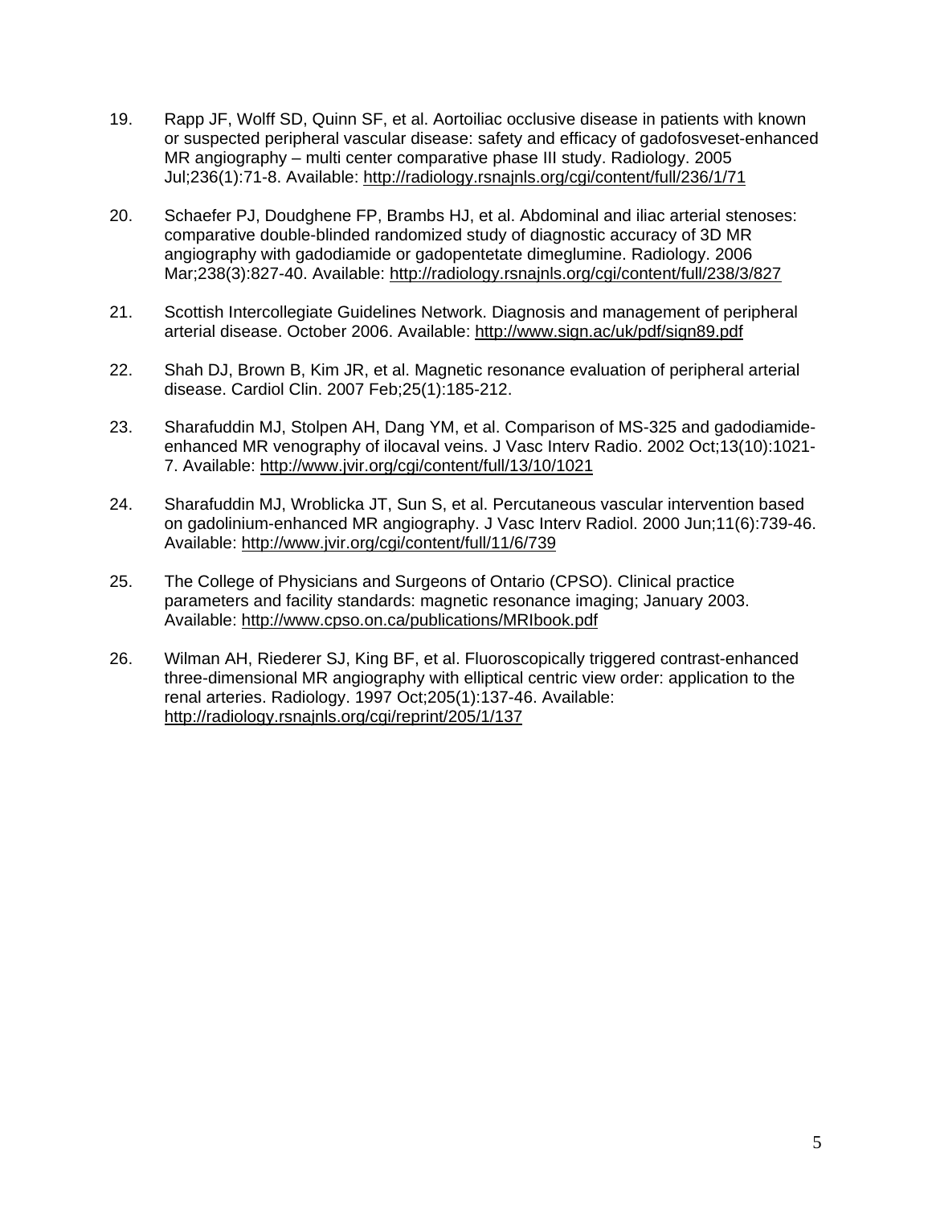19. Rapp JF, Wolff SD, Quinn SF, et al. Aortoiliac occlusive disease in patients with known or suspected peripheral vascular disease: safety and efficacy of gadofosveset-enhanced MR angiography – multi center comparative phase III study. Radiology. 2005 Jul;236(1):71-8. Available: http://radiology.rsnajnls.org/cgi/content/full/236/1/71

20. Schaefer PJ, Doudghene FP, Brambs HJ, et al. Abdominal and iliac arterial stenoses: comparative double-blinded randomized study of diagnostic accuracy of 3D MR angiography with gadodiamide or gadopentetate dimeglumine. Radiology. 2006 Mar;238(3):827-40. Available: http://radiology.rsnajnls.org/cgi/content/full/238/3/827

21. Scottish Intercollegiate Guidelines Network. Diagnosis and management of peripheral arterial disease. October 2006. Available: http://www.sign.ac/uk/pdf/sign89.pdf

22. Shah DJ, Brown B, Kim JR, et al. Magnetic resonance evaluation of peripheral arterial disease. Cardiol Clin. 2007 Feb;25(1):185-212.

23. Sharafuddin MJ, Stolpen AH, Dang YM, et al. Comparison of MS-325 and gadodiamide-enhanced MR venography of ilocaval veins. J Vasc Interv Radio. 2002 Oct;13(10):1021-7. Available: http://www.jvir.org/cgi/content/full/13/10/1021

24. Sharafuddin MJ, Wroblicka JT, Sun S, et al. Percutaneous vascular intervention based on gadolinium-enhanced MR angiography. J Vasc Interv Radiol. 2000 Jun;11(6):739-46. Available: http://www.jvir.org/cgi/content/full/11/6/739

25. The College of Physicians and Surgeons of Ontario (CPSO). Clinical practice parameters and facility standards: magnetic resonance imaging; January 2003. Available: http://www.cpso.on.ca/publications/MRIbook.pdf

26. Wilman AH, Riederer SJ, King BF, et al. Fluoroscopically triggered contrast-enhanced three-dimensional MR angiography with elliptical centric view order: application to the renal arteries. Radiology. 1997 Oct;205(1):137-46. Available: http://radiology.rsnajnls.org/cgi/reprint/205/1/137